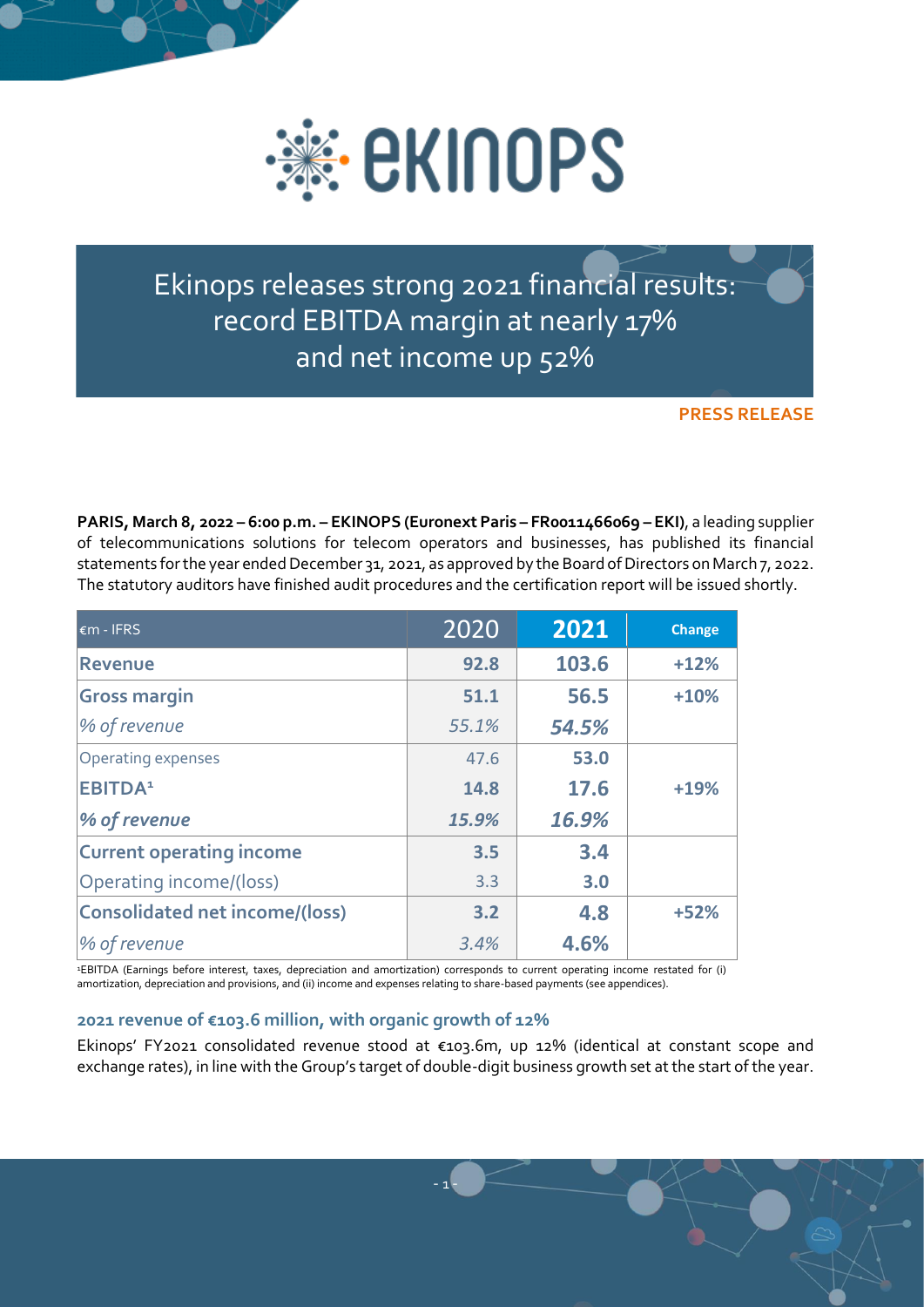# Ekinops releases strong 2021 financial results: record EBITDA margin at nearly 17% and net income up 52%

**PRESS RELEASE**

**PARIS, March 8, 2022 – 6:00 p.m. – EKINOPS (Euronext Paris – FR0011466069 – EKI)**, a leading supplier of telecommunications solutions for telecom operators and businesses, has published its financial statements for the year ended December 31, 2021, as approved by the Board of Directors on March 7, 2022. The statutory auditors have finished audit procedures and the certification report will be issued shortly.

| €m - IFRS | 2020 | 2021 | Change |
|---|---|---|---|
| **Revenue** | **92.8** | **103.6** | **+12%** |
| **Gross margin** | **51.1** | **56.5** | **+10%** |
| *% of revenue* | *55.1%* | ***54.5%*** | |
| Operating expenses | 47.6 | **53.0** | |
| **EBITDA[1]** | **14.8** | **17.6** | **+19%** |
| ***% of revenue*** | ***15.9%*** | ***16.9%*** | |
| **Current operating income** | **3.5** | **3.4** | |
| Operating income/(loss) | 3.3 | **3.0** | |
| **Consolidated net income/(loss)** | **3.2** | **4.8** | **+52%** |
| *% of revenue* | *3.4%* | **4.6%** | |

[1]EBITDA (Earnings before interest, taxes, depreciation and amortization) corresponds to current operating income restated for (i) amortization, depreciation and provisions, and (ii) income and expenses relating to share-based payments (see appendices).

### 2021 revenue of €103.6 million, with organic growth of 12%

Ekinops' FY2021 consolidated revenue stood at €103.6m, up 12% (identical at constant scope and exchange rates), in line with the Group's target of double-digit business growth set at the start of the year.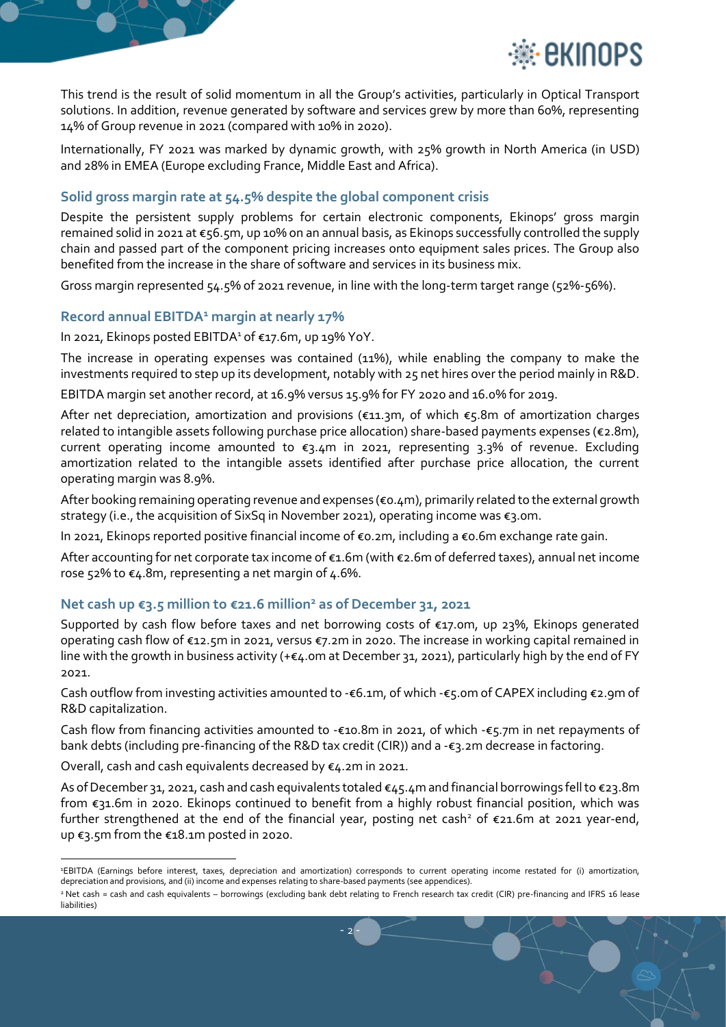This trend is the result of solid momentum in all the Group's activities, particularly in Optical Transport solutions. In addition, revenue generated by software and services grew by more than 60%, representing 14% of Group revenue in 2021 (compared with 10% in 2020).

Internationally, FY 2021 was marked by dynamic growth, with 25% growth in North America (in USD) and 28% in EMEA (Europe excluding France, Middle East and Africa).

### Solid gross margin rate at 54.5% despite the global component crisis

Despite the persistent supply problems for certain electronic components, Ekinops' gross margin remained solid in 2021 at €56.5m, up 10% on an annual basis, as Ekinops successfully controlled the supply chain and passed part of the component pricing increases onto equipment sales prices. The Group also benefited from the increase in the share of software and services in its business mix.

Gross margin represented 54.5% of 2021 revenue, in line with the long-term target range (52%-56%).

### Record annual EBITDA[1] margin at nearly 17%

In 2021, Ekinops posted EBITDA[1] of €17.6m, up 19% YoY.

The increase in operating expenses was contained (11%), while enabling the company to make the investments required to step up its development, notably with 25 net hires over the period mainly in R&D.

EBITDA margin set another record, at 16.9% versus 15.9% for FY 2020 and 16.0% for 2019.

After net depreciation, amortization and provisions (€11.3m, of which €5.8m of amortization charges related to intangible assets following purchase price allocation) share-based payments expenses (€2.8m), current operating income amounted to €3.4m in 2021, representing 3.3% of revenue. Excluding amortization related to the intangible assets identified after purchase price allocation, the current operating margin was 8.9%.

After booking remaining operating revenue and expenses (€0.4m), primarily related to the external growth strategy (i.e., the acquisition of SixSq in November 2021), operating income was €3.0m.

In 2021, Ekinops reported positive financial income of €0.2m, including a €0.6m exchange rate gain.

After accounting for net corporate tax income of €1.6m (with €2.6m of deferred taxes), annual net income rose 52% to €4.8m, representing a net margin of 4.6%.

### Net cash up €3.5 million to €21.6 million[2] as of December 31, 2021

Supported by cash flow before taxes and net borrowing costs of €17.0m, up 23%, Ekinops generated operating cash flow of €12.5m in 2021, versus €7.2m in 2020. The increase in working capital remained in line with the growth in business activity (+€4.0m at December 31, 2021), particularly high by the end of FY 2021.

Cash outflow from investing activities amounted to -€6.1m, of which -€5.0m of CAPEX including €2.9m of R&D capitalization.

Cash flow from financing activities amounted to -€10.8m in 2021, of which -€5.7m in net repayments of bank debts (including pre-financing of the R&D tax credit (CIR)) and a -€3.2m decrease in factoring.

Overall, cash and cash equivalents decreased by €4.2m in 2021.

As of December 31, 2021, cash and cash equivalents totaled €45.4m and financial borrowings fell to €23.8m from €31.6m in 2020. Ekinops continued to benefit from a highly robust financial position, which was further strengthened at the end of the financial year, posting net cash[2] of €21.6m at 2021 year-end, up €3.5m from the €18.1m posted in 2020.

---

[1] EBITDA (Earnings before interest, taxes, depreciation and amortization) corresponds to current operating income restated for (i) amortization, depreciation and provisions, and (ii) income and expenses relating to share-based payments (see appendices).

[2] Net cash = cash and cash equivalents – borrowings (excluding bank debt relating to French research tax credit (CIR) pre-financing and IFRS 16 lease liabilities)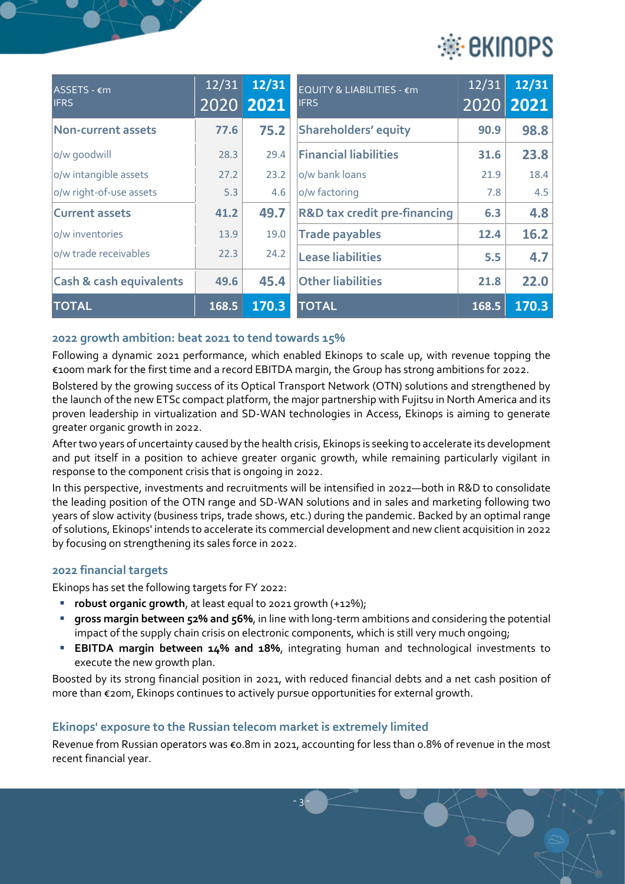| ASSETS - €m IFRS | 12/31 2020 | 12/31 2021 |
|---|---|---|
| **Non-current assets** | **77.6** | **75.2** |
| o/w goodwill | 28.3 | 29.4 |
| o/w intangible assets | 27.2 | 23.2 |
| o/w right-of-use assets | 5.3 | 4.6 |
| **Current assets** | **41.2** | **49.7** |
| o/w inventories | 13.9 | 19.0 |
| o/w trade receivables | 22.3 | 24.2 |
| **Cash & cash equivalents** | **49.6** | **45.4** |
| **TOTAL** | **168.5** | **170.3** |

| EQUITY & LIABILITIES - €m IFRS | 12/31 2020 | 12/31 2021 |
|---|---|---|
| **Shareholders' equity** | **90.9** | **98.8** |
| **Financial liabilities** | **31.6** | **23.8** |
| o/w bank loans | 21.9 | 18.4 |
| o/w factoring | 7.8 | 4.5 |
| **R&D tax credit pre-financing** | **6.3** | **4.8** |
| **Trade payables** | **12.4** | **16.2** |
| **Lease liabilities** | **5.5** | **4.7** |
| **Other liabilities** | **21.8** | **22.0** |
| **TOTAL** | **168.5** | **170.3** |

## 2022 growth ambition: beat 2021 to tend towards 15%

Following a dynamic 2021 performance, which enabled Ekinops to scale up, with revenue topping the €100m mark for the first time and a record EBITDA margin, the Group has strong ambitions for 2022.

Bolstered by the growing success of its Optical Transport Network (OTN) solutions and strengthened by the launch of the new ETSc compact platform, the major partnership with Fujitsu in North America and its proven leadership in virtualization and SD-WAN technologies in Access, Ekinops is aiming to generate greater organic growth in 2022.

After two years of uncertainty caused by the health crisis, Ekinops is seeking to accelerate its development and put itself in a position to achieve greater organic growth, while remaining particularly vigilant in response to the component crisis that is ongoing in 2022.

In this perspective, investments and recruitments will be intensified in 2022—both in R&D to consolidate the leading position of the OTN range and SD-WAN solutions and in sales and marketing following two years of slow activity (business trips, trade shows, etc.) during the pandemic. Backed by an optimal range of solutions, Ekinops' intends to accelerate its commercial development and new client acquisition in 2022 by focusing on strengthening its sales force in 2022.

## 2022 financial targets

Ekinops has set the following targets for FY 2022:

- **robust organic growth**, at least equal to 2021 growth (+12%);
- **gross margin between 52% and 56%**, in line with long-term ambitions and considering the potential impact of the supply chain crisis on electronic components, which is still very much ongoing;
- **EBITDA margin between 14% and 18%**, integrating human and technological investments to execute the new growth plan.

Boosted by its strong financial position in 2021, with reduced financial debts and a net cash position of more than €20m, Ekinops continues to actively pursue opportunities for external growth.

## Ekinops' exposure to the Russian telecom market is extremely limited

Revenue from Russian operators was €0.8m in 2021, accounting for less than 0.8% of revenue in the most recent financial year.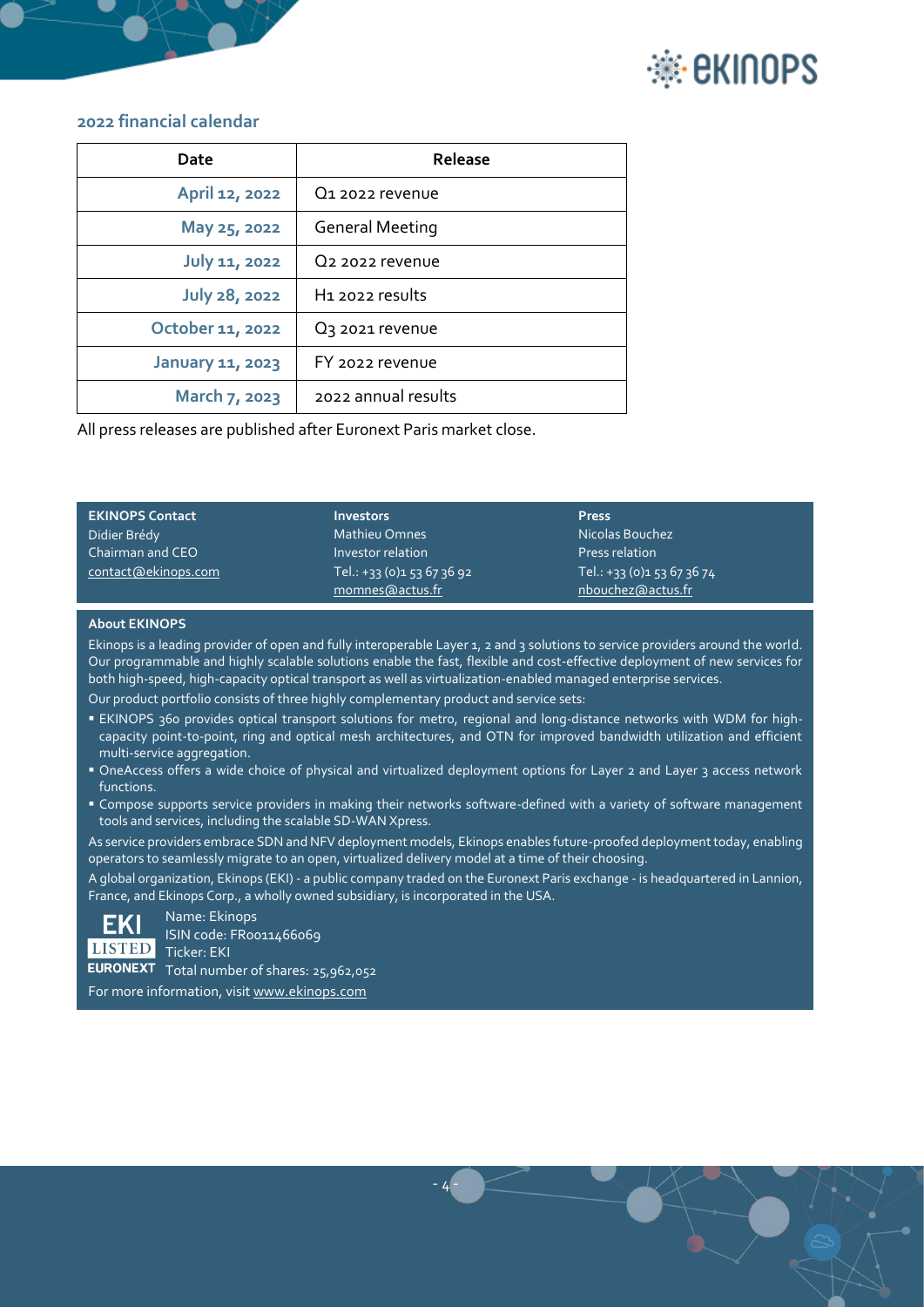## 2022 financial calendar

| Date | Release |
|---|---|
| April 12, 2022 | Q1 2022 revenue |
| May 25, 2022 | General Meeting |
| July 11, 2022 | Q2 2022 revenue |
| July 28, 2022 | H1 2022 results |
| October 11, 2022 | Q3 2021 revenue |
| January 11, 2023 | FY 2022 revenue |
| March 7, 2023 | 2022 annual results |

All press releases are published after Euronext Paris market close.

**EKINOPS Contact**
Didier Brédy
Chairman and CEO
contact@ekinops.com

**Investors**
Mathieu Omnes
Investor relation
Tel.: +33 (0)1 53 67 36 92
momnes@actus.fr

**Press**
Nicolas Bouchez
Press relation
Tel.: +33 (0)1 53 67 36 74
nbouchez@actus.fr

**About EKINOPS**

Ekinops is a leading provider of open and fully interoperable Layer 1, 2 and 3 solutions to service providers around the world. Our programmable and highly scalable solutions enable the fast, flexible and cost-effective deployment of new services for both high-speed, high-capacity optical transport as well as virtualization-enabled managed enterprise services.

Our product portfolio consists of three highly complementary product and service sets:

- EKINOPS 360 provides optical transport solutions for metro, regional and long-distance networks with WDM for high-capacity point-to-point, ring and optical mesh architectures, and OTN for improved bandwidth utilization and efficient multi-service aggregation.
- OneAccess offers a wide choice of physical and virtualized deployment options for Layer 2 and Layer 3 access network functions.
- Compose supports service providers in making their networks software-defined with a variety of software management tools and services, including the scalable SD-WAN Xpress.

As service providers embrace SDN and NFV deployment models, Ekinops enables future-proofed deployment today, enabling operators to seamlessly migrate to an open, virtualized delivery model at a time of their choosing.

A global organization, Ekinops (EKI) - a public company traded on the Euronext Paris exchange - is headquartered in Lannion, France, and Ekinops Corp., a wholly owned subsidiary, is incorporated in the USA.

EKI LISTED EURONEXT

Name: Ekinops
ISIN code: FR0011466069
Ticker: EKI
Total number of shares: 25,962,052

For more information, visit www.ekinops.com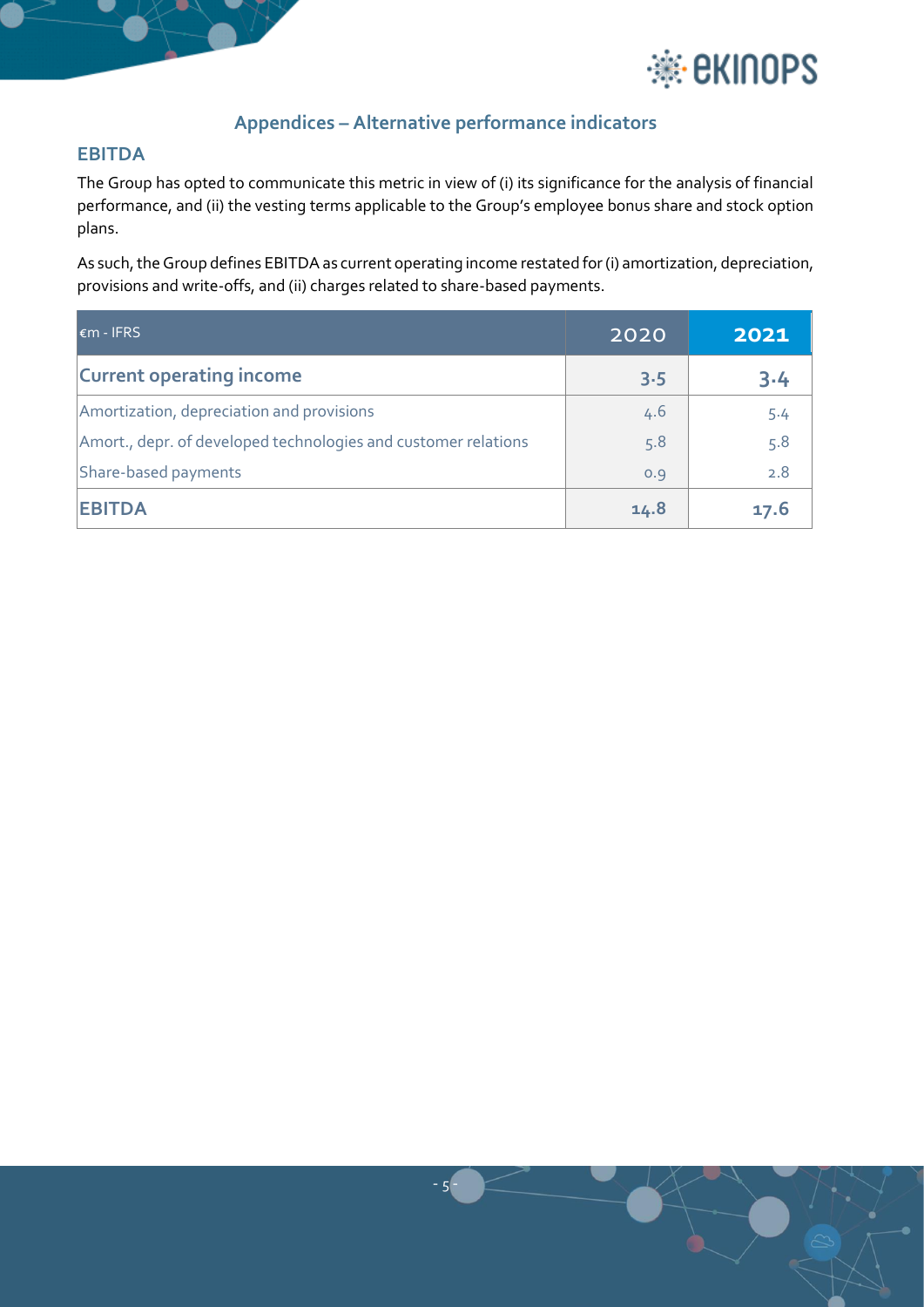## Appendices – Alternative performance indicators

### EBITDA

The Group has opted to communicate this metric in view of (i) its significance for the analysis of financial performance, and (ii) the vesting terms applicable to the Group's employee bonus share and stock option plans.

As such, the Group defines EBITDA as current operating income restated for (i) amortization, depreciation, provisions and write-offs, and (ii) charges related to share-based payments.

| €m - IFRS | 2020 | 2021 |
|---|---|---|
| **Current operating income** | **3.5** | **3.4** |
| Amortization, depreciation and provisions | 4.6 | 5.4 |
| Amort., depr. of developed technologies and customer relations | 5.8 | 5.8 |
| Share-based payments | 0.9 | 2.8 |
| **EBITDA** | **14.8** | **17.6** |